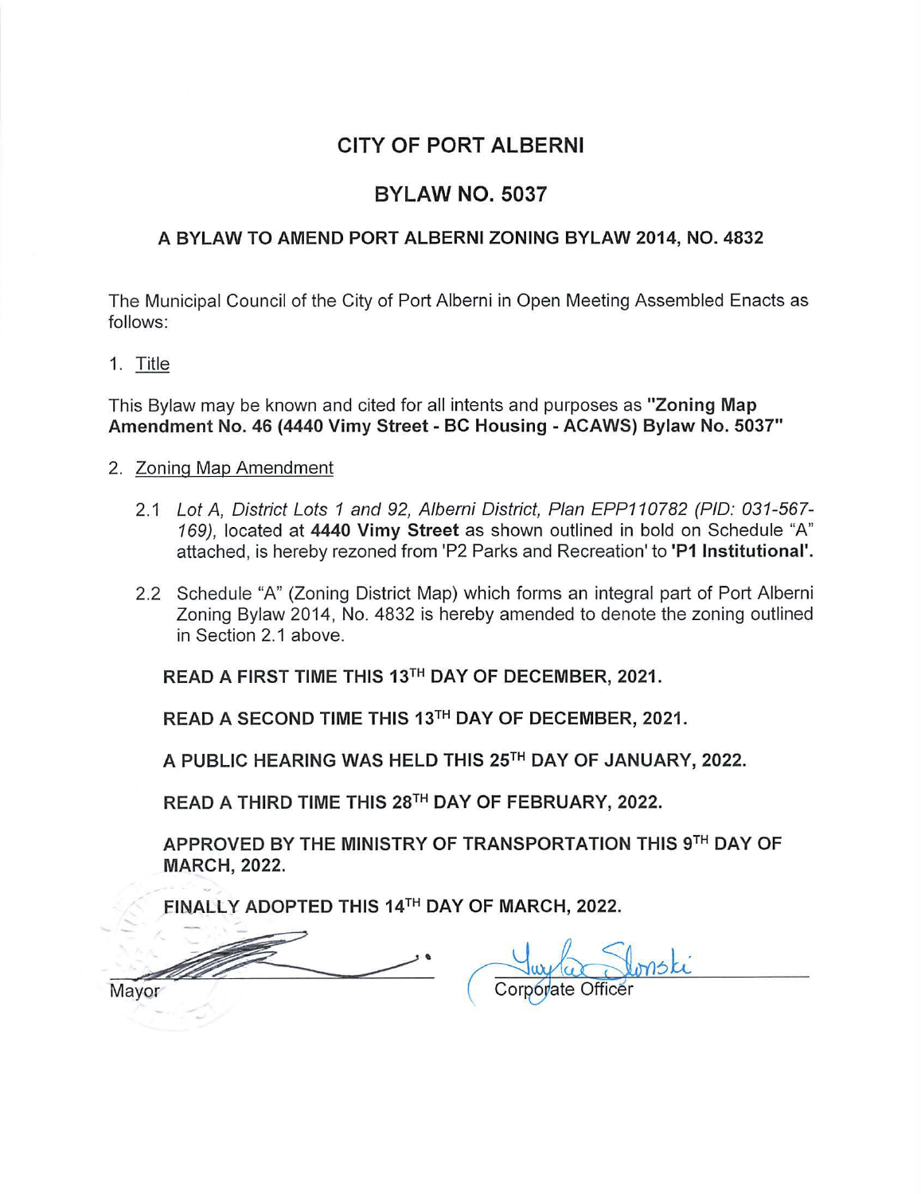# CITY OF PORT ALBERNI

## BYLAW NO. 5037

### A BYLAW TO AMEND PORT ALBERNI ZONING BYLAW 2014, NO. 4832

The Municipal Council of the City of Port Alberni in Open Meeting Assembled Enacts as follows:

1. Title

This Bylaw may be known and cited for all intents and purposes as **"Zoning Map Amendment No. 46 (4440 Vimy Street - BC Housing - ACAWS) Bylaw No. 5037"**

2. Zoning Map Amendment

   2.1 *Lot A, District Lots 1 and 92, Alberni District, Plan EPP110782 (PID: 031-567-169),* located at **4440 Vimy Street** as shown outlined in bold on Schedule "A" attached, is hereby rezoned from 'P2 Parks and Recreation' to **'P1 Institutional'.**

   2.2 Schedule "A" (Zoning District Map) which forms an integral part of Port Alberni Zoning Bylaw 2014, No. 4832 is hereby amended to denote the zoning outlined in Section 2.1 above.

**READ A FIRST TIME THIS 13TH DAY OF DECEMBER, 2021.**

**READ A SECOND TIME THIS 13TH DAY OF DECEMBER, 2021.**

**A PUBLIC HEARING WAS HELD THIS 25TH DAY OF JANUARY, 2022.**

**READ A THIRD TIME THIS 28TH DAY OF FEBRUARY, 2022.**

**APPROVED BY THE MINISTRY OF TRANSPORTATION THIS 9TH DAY OF MARCH, 2022.**

**FINALLY ADOPTED THIS 14TH DAY OF MARCH, 2022.**

Mayor

Twyla Slonski
Corporate Officer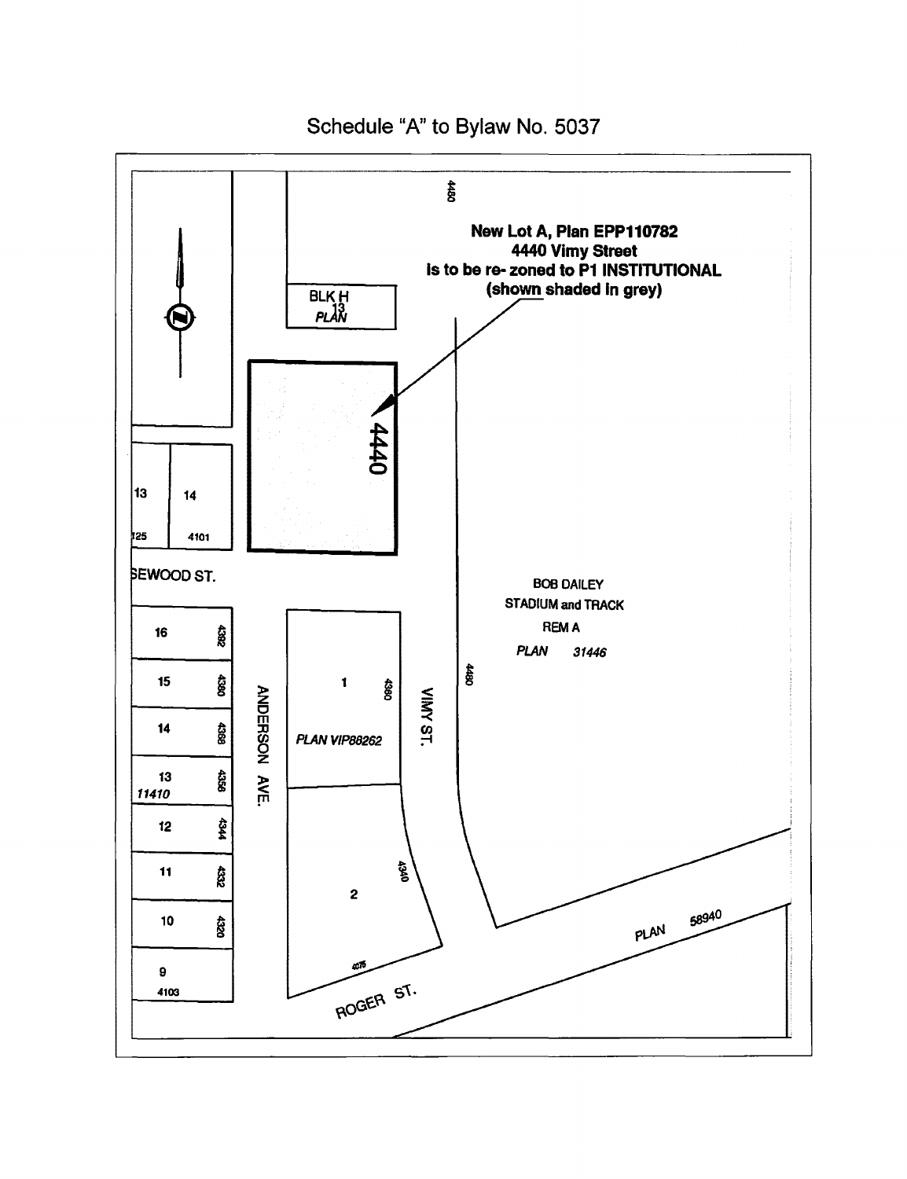# Schedule "A" to Bylaw No. 5037

**New Lot A, Plan EPP110782**
**4440 Vimy Street**
**is to be re-zoned to P1 INSTITUTIONAL**
**(shown shaded in grey)**

4440

4480

BLK H
13
PLAN

13
14
125
4101

EWOOD ST.

16 4392
15 4380
14 4368
13 4356
11410
12 4344
11 4332
10 4320
9
4103

ANDERSON AVE.

1 4360
PLAN VIP88262
2 4340
4075

VIMY ST.

4480

BOB DAILEY
STADIUM and TRACK
REM A
PLAN 31446

ROGER ST.

PLAN 58940